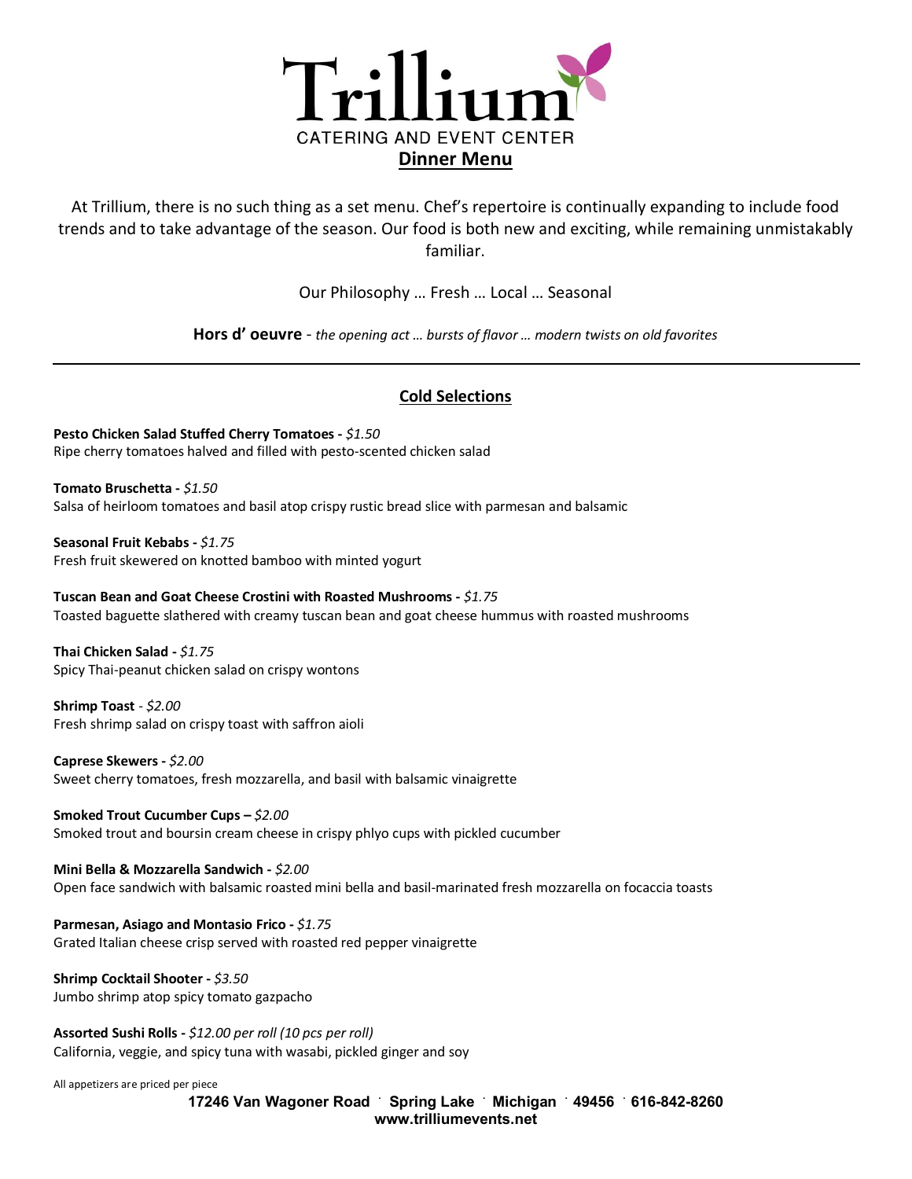# Trillium

CATERING AND EVENT CENTER

## Dinner Menu

At Trillium, there is no such thing as a set menu. Chef's repertoire is continually expanding to include food trends and to take advantage of the season. Our food is both new and exciting, while remaining unmistakably familiar.

Our Philosophy … Fresh … Local … Seasonal

**Hors d' oeuvre** - *the opening act … bursts of flavor … modern twists on old favorites*

---

### Cold Selections

**Pesto Chicken Salad Stuffed Cherry Tomatoes -** *$1.50*
Ripe cherry tomatoes halved and filled with pesto-scented chicken salad

**Tomato Bruschetta -** *$1.50*
Salsa of heirloom tomatoes and basil atop crispy rustic bread slice with parmesan and balsamic

**Seasonal Fruit Kebabs -** *$1.75*
Fresh fruit skewered on knotted bamboo with minted yogurt

**Tuscan Bean and Goat Cheese Crostini with Roasted Mushrooms -** *$1.75*
Toasted baguette slathered with creamy tuscan bean and goat cheese hummus with roasted mushrooms

**Thai Chicken Salad -** *$1.75*
Spicy Thai-peanut chicken salad on crispy wontons

**Shrimp Toast** - *$2.00*
Fresh shrimp salad on crispy toast with saffron aioli

**Caprese Skewers -** *$2.00*
Sweet cherry tomatoes, fresh mozzarella, and basil with balsamic vinaigrette

**Smoked Trout Cucumber Cups –** *$2.00*
Smoked trout and boursin cream cheese in crispy phlyo cups with pickled cucumber

**Mini Bella & Mozzarella Sandwich -** *$2.00*
Open face sandwich with balsamic roasted mini bella and basil-marinated fresh mozzarella on focaccia toasts

**Parmesan, Asiago and Montasio Frico -** *$1.75*
Grated Italian cheese crisp served with roasted red pepper vinaigrette

**Shrimp Cocktail Shooter -** *$3.50*
Jumbo shrimp atop spicy tomato gazpacho

**Assorted Sushi Rolls -** *$12.00 per roll (10 pcs per roll)*
California, veggie, and spicy tuna with wasabi, pickled ginger and soy

All appetizers are priced per piece

**17246 Van Wagoner Road · Spring Lake · Michigan · 49456 · 616-842-8260**
**www.trilliumevents.net**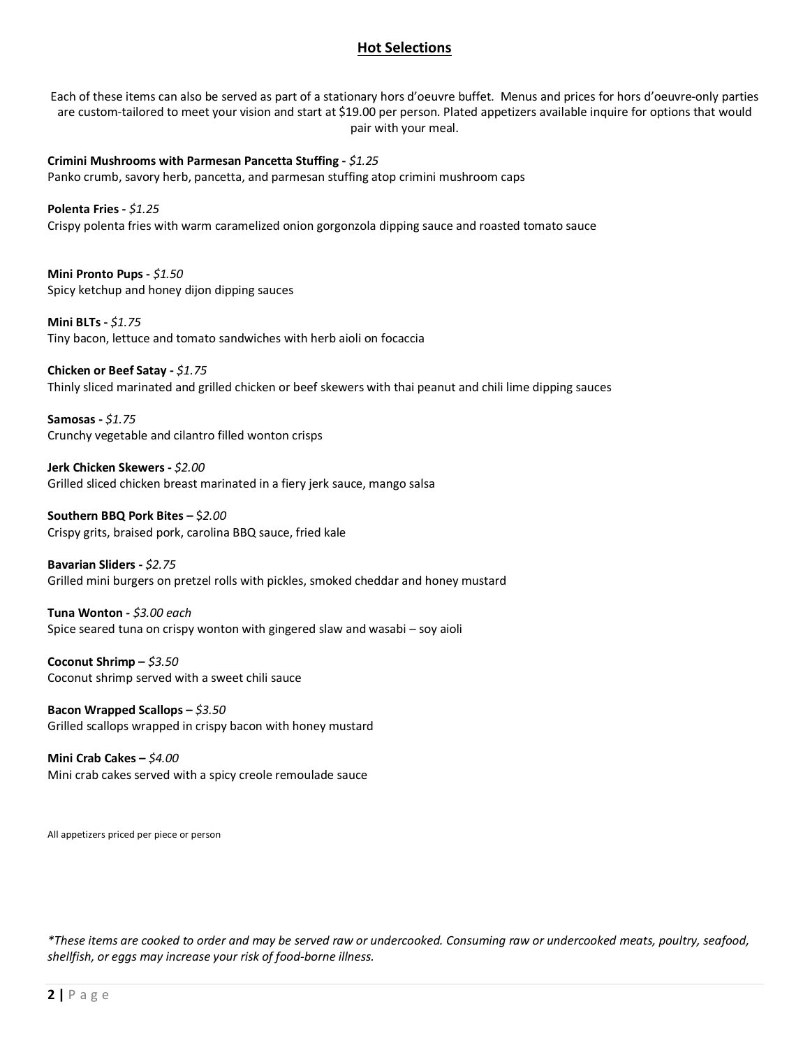## Hot Selections

Each of these items can also be served as part of a stationary hors d'oeuvre buffet. Menus and prices for hors d'oeuvre-only parties are custom-tailored to meet your vision and start at $19.00 per person. Plated appetizers available inquire for options that would pair with your meal.

**Crimini Mushrooms with Parmesan Pancetta Stuffing -** *$1.25*
Panko crumb, savory herb, pancetta, and parmesan stuffing atop crimini mushroom caps

**Polenta Fries -** *$1.25*
Crispy polenta fries with warm caramelized onion gorgonzola dipping sauce and roasted tomato sauce

**Mini Pronto Pups -** *$1.50*
Spicy ketchup and honey dijon dipping sauces

**Mini BLTs -** *$1.75*
Tiny bacon, lettuce and tomato sandwiches with herb aioli on focaccia

**Chicken or Beef Satay -** *$1.75*
Thinly sliced marinated and grilled chicken or beef skewers with thai peanut and chili lime dipping sauces

**Samosas -** *$1.75*
Crunchy vegetable and cilantro filled wonton crisps

**Jerk Chicken Skewers -** *$2.00*
Grilled sliced chicken breast marinated in a fiery jerk sauce, mango salsa

**Southern BBQ Pork Bites –** *$2.00*
Crispy grits, braised pork, carolina BBQ sauce, fried kale

**Bavarian Sliders -** *$2.75*
Grilled mini burgers on pretzel rolls with pickles, smoked cheddar and honey mustard

**Tuna Wonton -** *$3.00 each*
Spice seared tuna on crispy wonton with gingered slaw and wasabi – soy aioli

**Coconut Shrimp –** *$3.50*
Coconut shrimp served with a sweet chili sauce

**Bacon Wrapped Scallops –** *$3.50*
Grilled scallops wrapped in crispy bacon with honey mustard

**Mini Crab Cakes –** *$4.00*
Mini crab cakes served with a spicy creole remoulade sauce

All appetizers priced per piece or person

*\*These items are cooked to order and may be served raw or undercooked. Consuming raw or undercooked meats, poultry, seafood, shellfish, or eggs may increase your risk of food-borne illness.*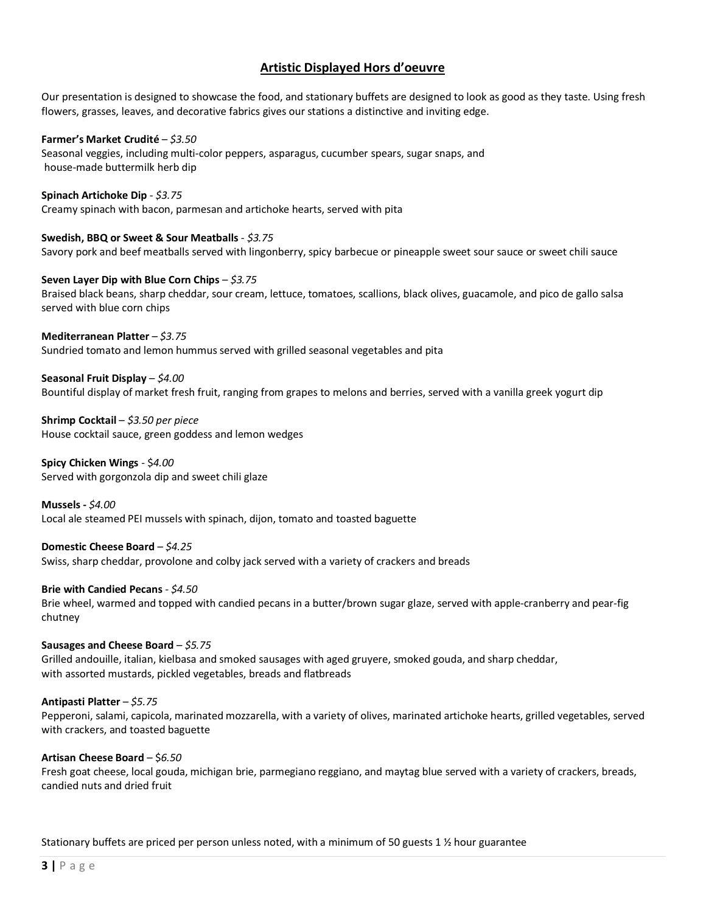## Artistic Displayed Hors d'oeuvre

Our presentation is designed to showcase the food, and stationary buffets are designed to look as good as they taste. Using fresh flowers, grasses, leaves, and decorative fabrics gives our stations a distinctive and inviting edge.

**Farmer's Market Crudité** – *$3.50*
Seasonal veggies, including multi-color peppers, asparagus, cucumber spears, sugar snaps, and house-made buttermilk herb dip

**Spinach Artichoke Dip** - *$3.75*
Creamy spinach with bacon, parmesan and artichoke hearts, served with pita

**Swedish, BBQ or Sweet & Sour Meatballs** - *$3.75*
Savory pork and beef meatballs served with lingonberry, spicy barbecue or pineapple sweet sour sauce or sweet chili sauce

**Seven Layer Dip with Blue Corn Chips** – *$3.75*
Braised black beans, sharp cheddar, sour cream, lettuce, tomatoes, scallions, black olives, guacamole, and pico de gallo salsa served with blue corn chips

**Mediterranean Platter** – *$3.75*
Sundried tomato and lemon hummus served with grilled seasonal vegetables and pita

**Seasonal Fruit Display** – *$4.00*
Bountiful display of market fresh fruit, ranging from grapes to melons and berries, served with a vanilla greek yogurt dip

**Shrimp Cocktail** – *$3.50 per piece*
House cocktail sauce, green goddess and lemon wedges

**Spicy Chicken Wings** - *$4.00*
Served with gorgonzola dip and sweet chili glaze

**Mussels -** *$4.00*
Local ale steamed PEI mussels with spinach, dijon, tomato and toasted baguette

**Domestic Cheese Board** – *$4.25*
Swiss, sharp cheddar, provolone and colby jack served with a variety of crackers and breads

**Brie with Candied Pecans** - *$4.50*
Brie wheel, warmed and topped with candied pecans in a butter/brown sugar glaze, served with apple-cranberry and pear-fig chutney

**Sausages and Cheese Board** – *$5.75*
Grilled andouille, italian, kielbasa and smoked sausages with aged gruyere, smoked gouda, and sharp cheddar, with assorted mustards, pickled vegetables, breads and flatbreads

**Antipasti Platter** – *$5.75*
Pepperoni, salami, capicola, marinated mozzarella, with a variety of olives, marinated artichoke hearts, grilled vegetables, served with crackers, and toasted baguette

**Artisan Cheese Board** – *$6.50*
Fresh goat cheese, local gouda, michigan brie, parmegiano reggiano, and maytag blue served with a variety of crackers, breads, candied nuts and dried fruit

Stationary buffets are priced per person unless noted, with a minimum of 50 guests 1 ½ hour guarantee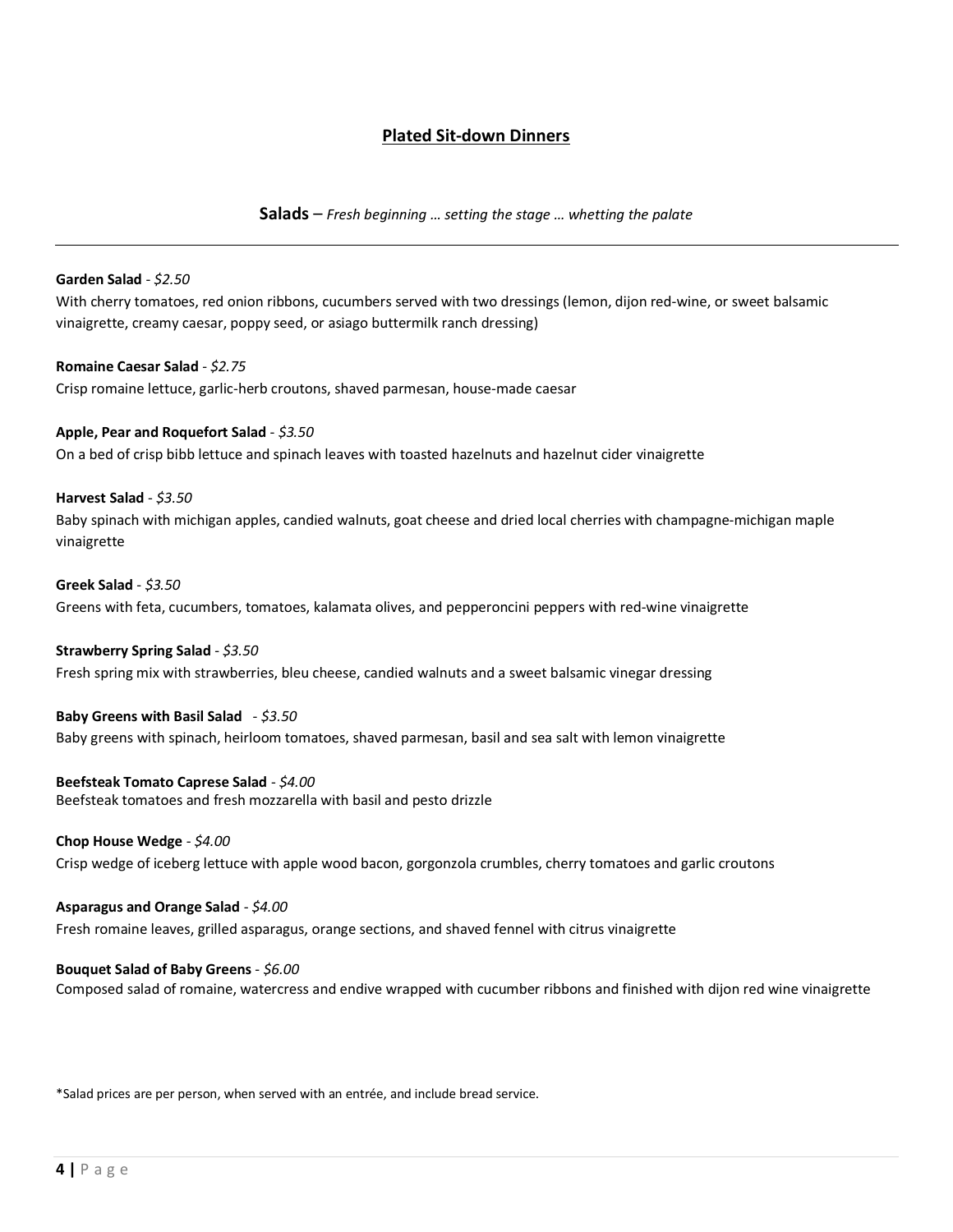# Plated Sit-down Dinners

## Salads – *Fresh beginning … setting the stage … whetting the palate*

---

**Garden Salad** - *$2.50*
With cherry tomatoes, red onion ribbons, cucumbers served with two dressings (lemon, dijon red-wine, or sweet balsamic vinaigrette, creamy caesar, poppy seed, or asiago buttermilk ranch dressing)

**Romaine Caesar Salad** - *$2.75*
Crisp romaine lettuce, garlic-herb croutons, shaved parmesan, house-made caesar

**Apple, Pear and Roquefort Salad** - *$3.50*
On a bed of crisp bibb lettuce and spinach leaves with toasted hazelnuts and hazelnut cider vinaigrette

**Harvest Salad** - *$3.50*
Baby spinach with michigan apples, candied walnuts, goat cheese and dried local cherries with champagne-michigan maple vinaigrette

**Greek Salad** - *$3.50*
Greens with feta, cucumbers, tomatoes, kalamata olives, and pepperoncini peppers with red-wine vinaigrette

**Strawberry Spring Salad** - *$3.50*
Fresh spring mix with strawberries, bleu cheese, candied walnuts and a sweet balsamic vinegar dressing

**Baby Greens with Basil Salad** - *$3.50*
Baby greens with spinach, heirloom tomatoes, shaved parmesan, basil and sea salt with lemon vinaigrette

**Beefsteak Tomato Caprese Salad** - *$4.00*
Beefsteak tomatoes and fresh mozzarella with basil and pesto drizzle

**Chop House Wedge** - *$4.00*
Crisp wedge of iceberg lettuce with apple wood bacon, gorgonzola crumbles, cherry tomatoes and garlic croutons

**Asparagus and Orange Salad** - *$4.00*
Fresh romaine leaves, grilled asparagus, orange sections, and shaved fennel with citrus vinaigrette

**Bouquet Salad of Baby Greens** - *$6.00*
Composed salad of romaine, watercress and endive wrapped with cucumber ribbons and finished with dijon red wine vinaigrette

*Salad prices are per person, when served with an entrée, and include bread service.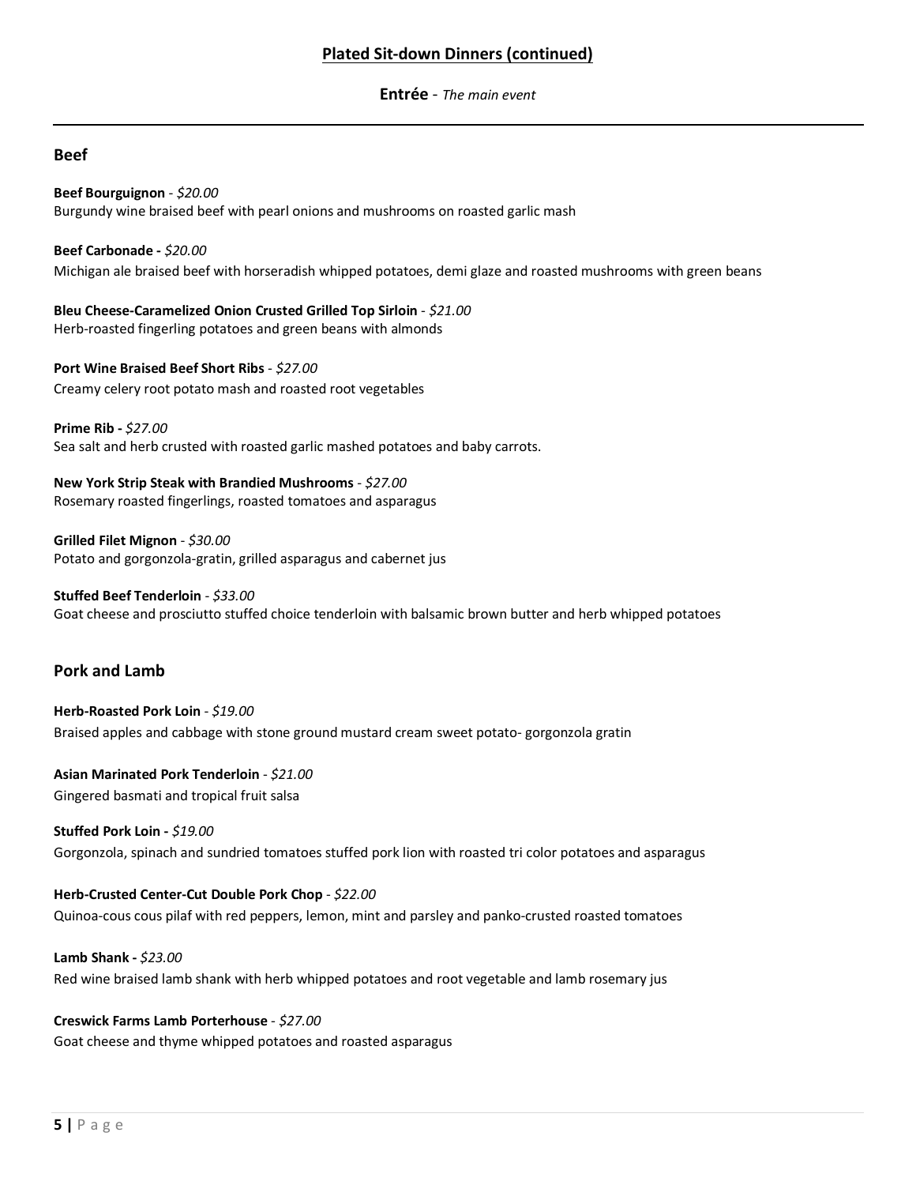## Plated Sit-down Dinners (continued)

**Entrée** - *The main event*

---

### Beef

**Beef Bourguignon** - *$20.00*
Burgundy wine braised beef with pearl onions and mushrooms on roasted garlic mash

**Beef Carbonade -** *$20.00*
Michigan ale braised beef with horseradish whipped potatoes, demi glaze and roasted mushrooms with green beans

**Bleu Cheese-Caramelized Onion Crusted Grilled Top Sirloin** - *$21.00*
Herb-roasted fingerling potatoes and green beans with almonds

**Port Wine Braised Beef Short Ribs** - *$27.00*
Creamy celery root potato mash and roasted root vegetables

**Prime Rib -** *$27.00*
Sea salt and herb crusted with roasted garlic mashed potatoes and baby carrots.

**New York Strip Steak with Brandied Mushrooms** - *$27.00*
Rosemary roasted fingerlings, roasted tomatoes and asparagus

**Grilled Filet Mignon** - *$30.00*
Potato and gorgonzola-gratin, grilled asparagus and cabernet jus

**Stuffed Beef Tenderloin** - *$33.00*
Goat cheese and prosciutto stuffed choice tenderloin with balsamic brown butter and herb whipped potatoes

### Pork and Lamb

**Herb-Roasted Pork Loin** - *$19.00*
Braised apples and cabbage with stone ground mustard cream sweet potato- gorgonzola gratin

**Asian Marinated Pork Tenderloin** - *$21.00*
Gingered basmati and tropical fruit salsa

**Stuffed Pork Loin -** *$19.00*
Gorgonzola, spinach and sundried tomatoes stuffed pork lion with roasted tri color potatoes and asparagus

**Herb-Crusted Center-Cut Double Pork Chop** - *$22.00*
Quinoa-cous cous pilaf with red peppers, lemon, mint and parsley and panko-crusted roasted tomatoes

**Lamb Shank -** *$23.00*
Red wine braised lamb shank with herb whipped potatoes and root vegetable and lamb rosemary jus

**Creswick Farms Lamb Porterhouse** - *$27.00*
Goat cheese and thyme whipped potatoes and roasted asparagus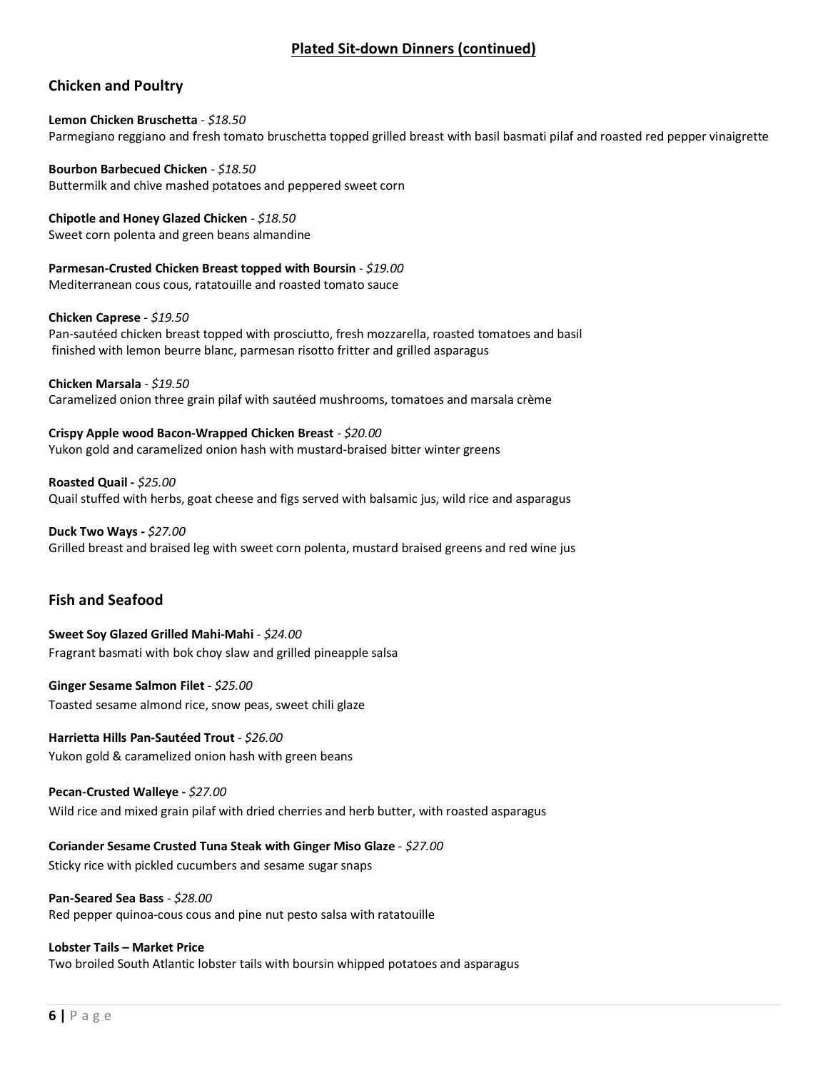## Plated Sit-down Dinners (continued)

### Chicken and Poultry

**Lemon Chicken Bruschetta** - *$18.50*
Parmegiano reggiano and fresh tomato bruschetta topped grilled breast with basil basmati pilaf and roasted red pepper vinaigrette

**Bourbon Barbecued Chicken** - *$18.50*
Buttermilk and chive mashed potatoes and peppered sweet corn

**Chipotle and Honey Glazed Chicken** - *$18.50*
Sweet corn polenta and green beans almandine

**Parmesan-Crusted Chicken Breast topped with Boursin** - *$19.00*
Mediterranean cous cous, ratatouille and roasted tomato sauce

**Chicken Caprese** - *$19.50*
Pan-sautéed chicken breast topped with prosciutto, fresh mozzarella, roasted tomatoes and basil finished with lemon beurre blanc, parmesan risotto fritter and grilled asparagus

**Chicken Marsala** - *$19.50*
Caramelized onion three grain pilaf with sautéed mushrooms, tomatoes and marsala crème

**Crispy Apple wood Bacon-Wrapped Chicken Breast** - *$20.00*
Yukon gold and caramelized onion hash with mustard-braised bitter winter greens

**Roasted Quail -** *$25.00*
Quail stuffed with herbs, goat cheese and figs served with balsamic jus, wild rice and asparagus

**Duck Two Ways -** *$27.00*
Grilled breast and braised leg with sweet corn polenta, mustard braised greens and red wine jus

### Fish and Seafood

**Sweet Soy Glazed Grilled Mahi-Mahi** - *$24.00*
Fragrant basmati with bok choy slaw and grilled pineapple salsa

**Ginger Sesame Salmon Filet** - *$25.00*
Toasted sesame almond rice, snow peas, sweet chili glaze

**Harrietta Hills Pan-Sautéed Trout** - *$26.00*
Yukon gold & caramelized onion hash with green beans

**Pecan-Crusted Walleye -** *$27.00*
Wild rice and mixed grain pilaf with dried cherries and herb butter, with roasted asparagus

**Coriander Sesame Crusted Tuna Steak with Ginger Miso Glaze** - *$27.00*
Sticky rice with pickled cucumbers and sesame sugar snaps

**Pan-Seared Sea Bass** - *$28.00*
Red pepper quinoa-cous cous and pine nut pesto salsa with ratatouille

**Lobster Tails – Market Price**
Two broiled South Atlantic lobster tails with boursin whipped potatoes and asparagus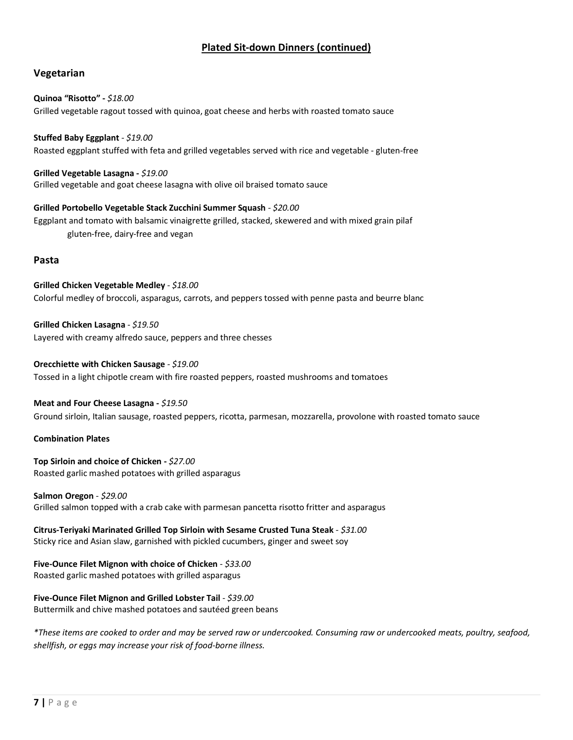## Plated Sit-down Dinners (continued)

### Vegetarian

**Quinoa "Risotto" -** *$18.00*
Grilled vegetable ragout tossed with quinoa, goat cheese and herbs with roasted tomato sauce

**Stuffed Baby Eggplant** - *$19.00*
Roasted eggplant stuffed with feta and grilled vegetables served with rice and vegetable - gluten-free

**Grilled Vegetable Lasagna -** *$19.00*
Grilled vegetable and goat cheese lasagna with olive oil braised tomato sauce

**Grilled Portobello Vegetable Stack Zucchini Summer Squash** - *$20.00*
Eggplant and tomato with balsamic vinaigrette grilled, stacked, skewered and with mixed grain pilaf
gluten-free, dairy-free and vegan

### Pasta

**Grilled Chicken Vegetable Medley** - *$18.00*
Colorful medley of broccoli, asparagus, carrots, and peppers tossed with penne pasta and beurre blanc

**Grilled Chicken Lasagna** - *$19.50*
Layered with creamy alfredo sauce, peppers and three chesses

**Orecchiette with Chicken Sausage** - *$19.00*
Tossed in a light chipotle cream with fire roasted peppers, roasted mushrooms and tomatoes

**Meat and Four Cheese Lasagna -** *$19.50*
Ground sirloin, Italian sausage, roasted peppers, ricotta, parmesan, mozzarella, provolone with roasted tomato sauce

**Combination Plates**

**Top Sirloin and choice of Chicken -** *$27.00*
Roasted garlic mashed potatoes with grilled asparagus

**Salmon Oregon** - *$29.00*
Grilled salmon topped with a crab cake with parmesan pancetta risotto fritter and asparagus

**Citrus-Teriyaki Marinated Grilled Top Sirloin with Sesame Crusted Tuna Steak** - *$31.00*
Sticky rice and Asian slaw, garnished with pickled cucumbers, ginger and sweet soy

**Five-Ounce Filet Mignon with choice of Chicken** - *$33.00*
Roasted garlic mashed potatoes with grilled asparagus

**Five-Ounce Filet Mignon and Grilled Lobster Tail** - *$39.00*
Buttermilk and chive mashed potatoes and sautéed green beans

*\*These items are cooked to order and may be served raw or undercooked. Consuming raw or undercooked meats, poultry, seafood, shellfish, or eggs may increase your risk of food-borne illness.*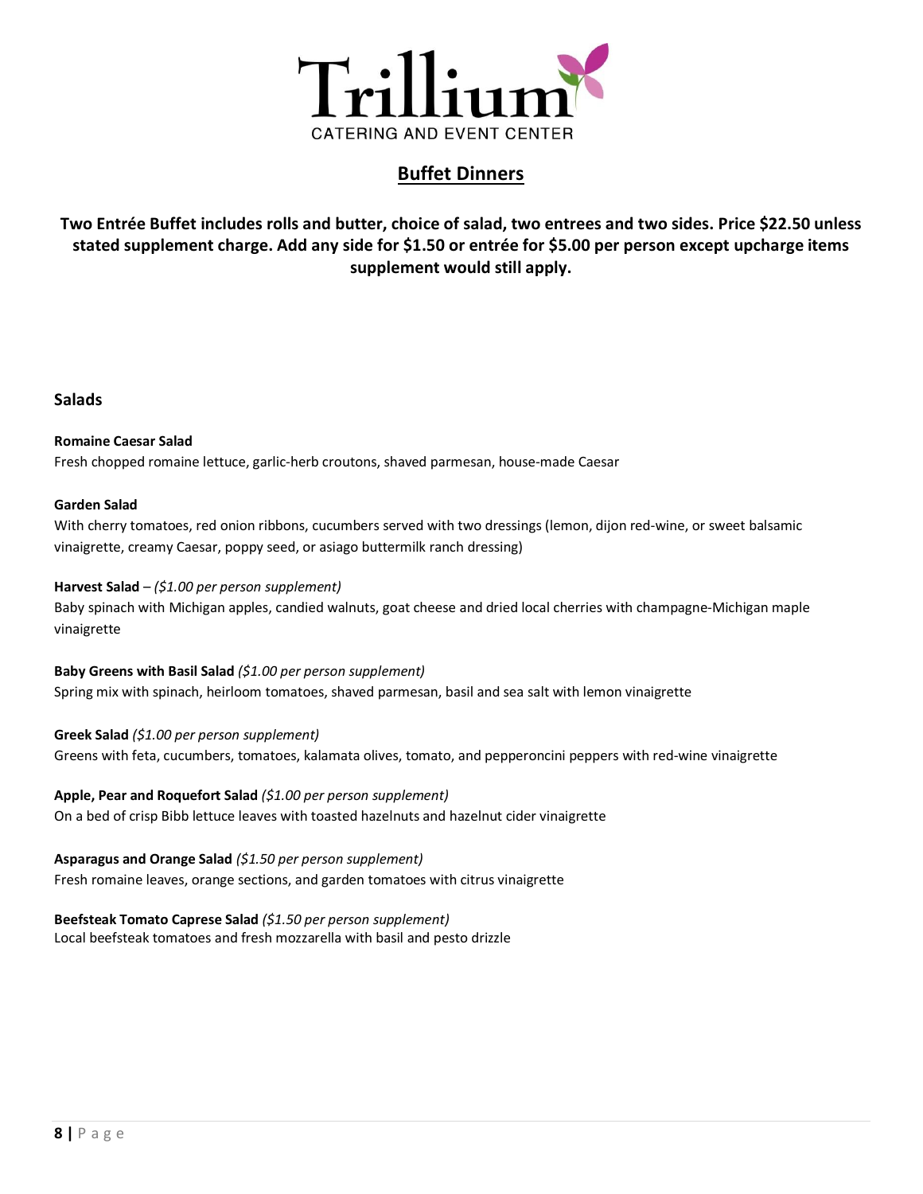# Trillium

CATERING AND EVENT CENTER

## Buffet Dinners

**Two Entrée Buffet includes rolls and butter, choice of salad, two entrees and two sides. Price $22.50 unless stated supplement charge. Add any side for $1.50 or entrée for $5.00 per person except upcharge items supplement would still apply.**

### Salads

**Romaine Caesar Salad**
Fresh chopped romaine lettuce, garlic-herb croutons, shaved parmesan, house-made Caesar

**Garden Salad**
With cherry tomatoes, red onion ribbons, cucumbers served with two dressings (lemon, dijon red-wine, or sweet balsamic vinaigrette, creamy Caesar, poppy seed, or asiago buttermilk ranch dressing)

**Harvest Salad** – *($1.00 per person supplement)*
Baby spinach with Michigan apples, candied walnuts, goat cheese and dried local cherries with champagne-Michigan maple vinaigrette

**Baby Greens with Basil Salad** *($1.00 per person supplement)*
Spring mix with spinach, heirloom tomatoes, shaved parmesan, basil and sea salt with lemon vinaigrette

**Greek Salad** *($1.00 per person supplement)*
Greens with feta, cucumbers, tomatoes, kalamata olives, tomato, and pepperoncini peppers with red-wine vinaigrette

**Apple, Pear and Roquefort Salad** *($1.00 per person supplement)*
On a bed of crisp Bibb lettuce leaves with toasted hazelnuts and hazelnut cider vinaigrette

**Asparagus and Orange Salad** *($1.50 per person supplement)*
Fresh romaine leaves, orange sections, and garden tomatoes with citrus vinaigrette

**Beefsteak Tomato Caprese Salad** *($1.50 per person supplement)*
Local beefsteak tomatoes and fresh mozzarella with basil and pesto drizzle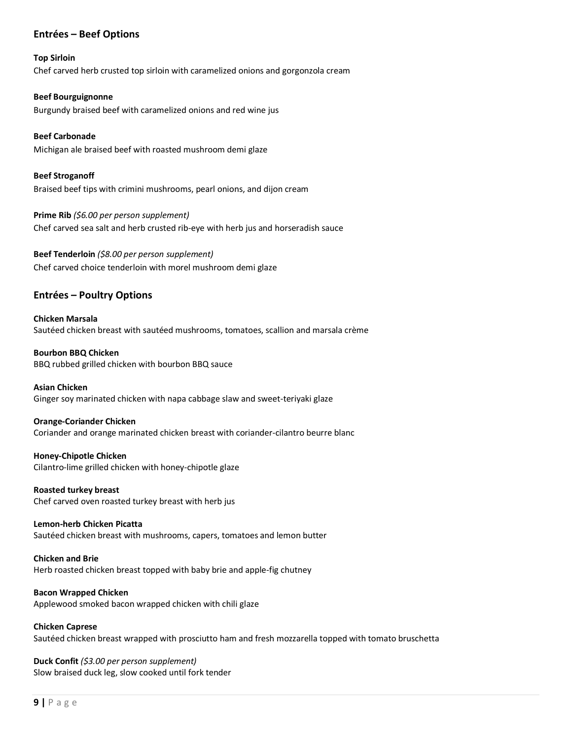## Entrées – Beef Options

**Top Sirloin**
Chef carved herb crusted top sirloin with caramelized onions and gorgonzola cream

**Beef Bourguignonne**
Burgundy braised beef with caramelized onions and red wine jus

**Beef Carbonade**
Michigan ale braised beef with roasted mushroom demi glaze

**Beef Stroganoff**
Braised beef tips with crimini mushrooms, pearl onions, and dijon cream

**Prime Rib** *($6.00 per person supplement)*
Chef carved sea salt and herb crusted rib-eye with herb jus and horseradish sauce

**Beef Tenderloin** *($8.00 per person supplement)*
Chef carved choice tenderloin with morel mushroom demi glaze

## Entrées – Poultry Options

**Chicken Marsala**
Sautéed chicken breast with sautéed mushrooms, tomatoes, scallion and marsala crème

**Bourbon BBQ Chicken**
BBQ rubbed grilled chicken with bourbon BBQ sauce

**Asian Chicken**
Ginger soy marinated chicken with napa cabbage slaw and sweet-teriyaki glaze

**Orange-Coriander Chicken**
Coriander and orange marinated chicken breast with coriander-cilantro beurre blanc

**Honey-Chipotle Chicken**
Cilantro-lime grilled chicken with honey-chipotle glaze

**Roasted turkey breast**
Chef carved oven roasted turkey breast with herb jus

**Lemon-herb Chicken Picatta**
Sautéed chicken breast with mushrooms, capers, tomatoes and lemon butter

**Chicken and Brie**
Herb roasted chicken breast topped with baby brie and apple-fig chutney

**Bacon Wrapped Chicken**
Applewood smoked bacon wrapped chicken with chili glaze

**Chicken Caprese**
Sautéed chicken breast wrapped with prosciutto ham and fresh mozzarella topped with tomato bruschetta

**Duck Confit** *($3.00 per person supplement)*
Slow braised duck leg, slow cooked until fork tender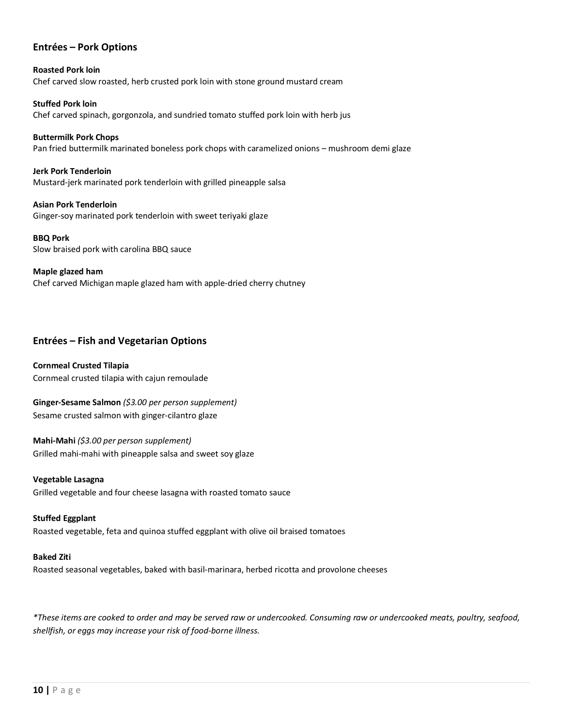## Entrées – Pork Options

**Roasted Pork loin**
Chef carved slow roasted, herb crusted pork loin with stone ground mustard cream

**Stuffed Pork loin**
Chef carved spinach, gorgonzola, and sundried tomato stuffed pork loin with herb jus

**Buttermilk Pork Chops**
Pan fried buttermilk marinated boneless pork chops with caramelized onions – mushroom demi glaze

**Jerk Pork Tenderloin**
Mustard-jerk marinated pork tenderloin with grilled pineapple salsa

**Asian Pork Tenderloin**
Ginger-soy marinated pork tenderloin with sweet teriyaki glaze

**BBQ Pork**
Slow braised pork with carolina BBQ sauce

**Maple glazed ham**
Chef carved Michigan maple glazed ham with apple-dried cherry chutney

## Entrées – Fish and Vegetarian Options

**Cornmeal Crusted Tilapia**
Cornmeal crusted tilapia with cajun remoulade

**Ginger-Sesame Salmon** *($3.00 per person supplement)*
Sesame crusted salmon with ginger-cilantro glaze

**Mahi-Mahi** *($3.00 per person supplement)*
Grilled mahi-mahi with pineapple salsa and sweet soy glaze

**Vegetable Lasagna**
Grilled vegetable and four cheese lasagna with roasted tomato sauce

**Stuffed Eggplant**
Roasted vegetable, feta and quinoa stuffed eggplant with olive oil braised tomatoes

**Baked Ziti**
Roasted seasonal vegetables, baked with basil-marinara, herbed ricotta and provolone cheeses

*\*These items are cooked to order and may be served raw or undercooked. Consuming raw or undercooked meats, poultry, seafood, shellfish, or eggs may increase your risk of food-borne illness.*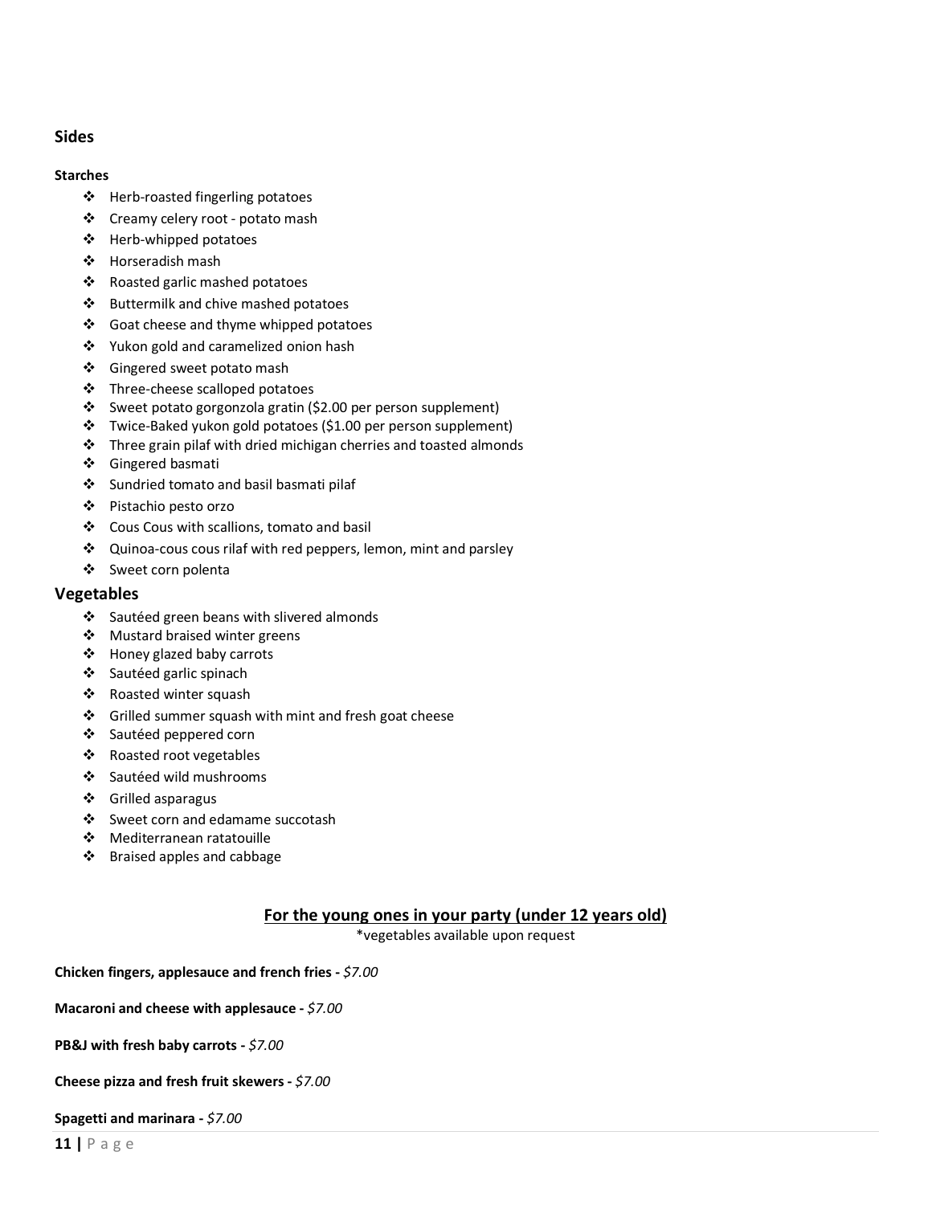## Sides

**Starches**

- Herb-roasted fingerling potatoes
- Creamy celery root - potato mash
- Herb-whipped potatoes
- Horseradish mash
- Roasted garlic mashed potatoes
- Buttermilk and chive mashed potatoes
- Goat cheese and thyme whipped potatoes
- Yukon gold and caramelized onion hash
- Gingered sweet potato mash
- Three-cheese scalloped potatoes
- Sweet potato gorgonzola gratin ($2.00 per person supplement)
- Twice-Baked yukon gold potatoes ($1.00 per person supplement)
- Three grain pilaf with dried michigan cherries and toasted almonds
- Gingered basmati
- Sundried tomato and basil basmati pilaf
- Pistachio pesto orzo
- Cous Cous with scallions, tomato and basil
- Quinoa-cous cous rilaf with red peppers, lemon, mint and parsley
- Sweet corn polenta

## Vegetables

- Sautéed green beans with slivered almonds
- Mustard braised winter greens
- Honey glazed baby carrots
- Sautéed garlic spinach
- Roasted winter squash
- Grilled summer squash with mint and fresh goat cheese
- Sautéed peppered corn
- Roasted root vegetables
- Sautéed wild mushrooms
- Grilled asparagus
- Sweet corn and edamame succotash
- Mediterranean ratatouille
- Braised apples and cabbage

## For the young ones in your party (under 12 years old)

*vegetables available upon request

**Chicken fingers, applesauce and french fries -** *$7.00*

**Macaroni and cheese with applesauce -** *$7.00*

**PB&J with fresh baby carrots -** *$7.00*

**Cheese pizza and fresh fruit skewers -** *$7.00*

**Spagetti and marinara -** *$7.00*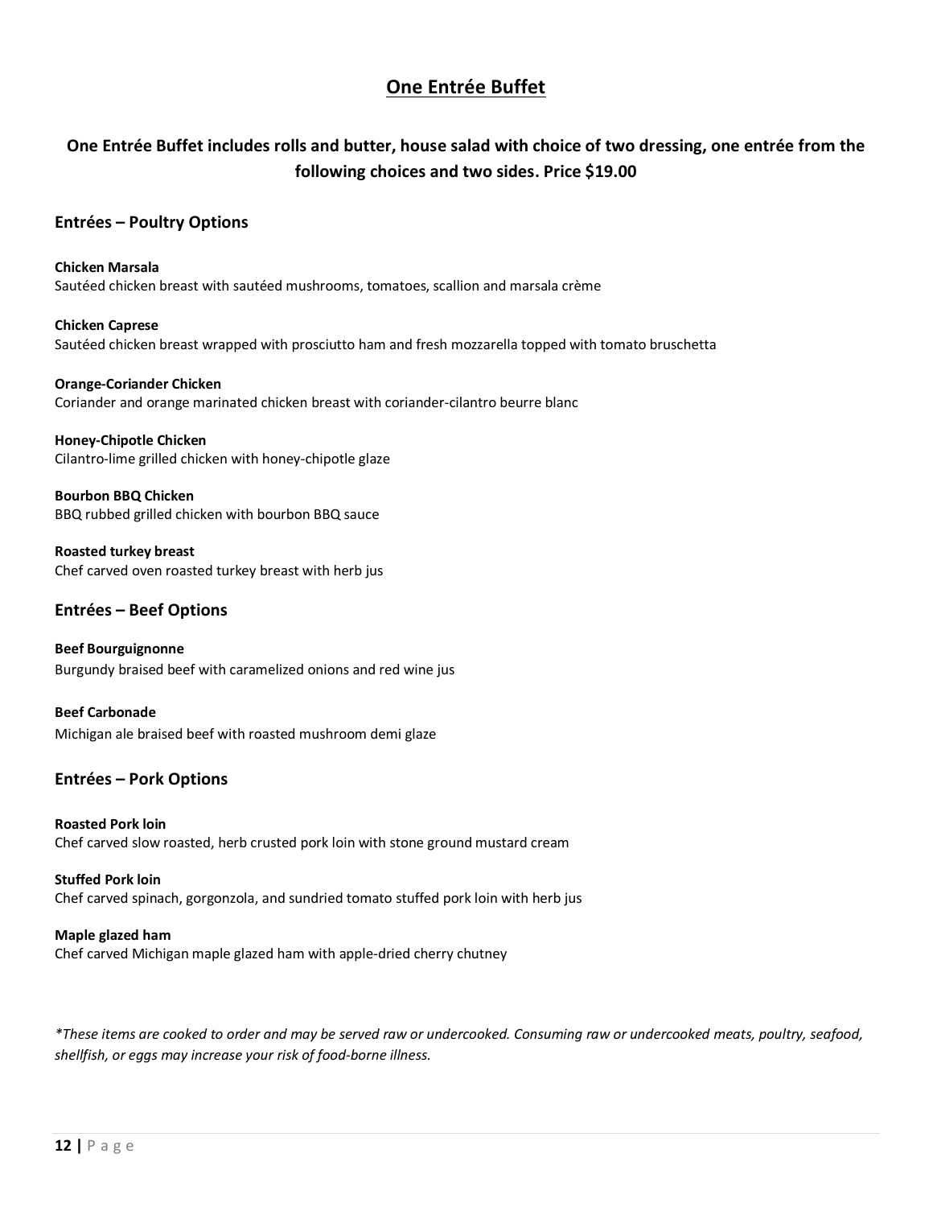# One Entrée Buffet

**One Entrée Buffet includes rolls and butter, house salad with choice of two dressing, one entrée from the following choices and two sides. Price $19.00**

## Entrées – Poultry Options

**Chicken Marsala**
Sautéed chicken breast with sautéed mushrooms, tomatoes, scallion and marsala crème

**Chicken Caprese**
Sautéed chicken breast wrapped with prosciutto ham and fresh mozzarella topped with tomato bruschetta

**Orange-Coriander Chicken**
Coriander and orange marinated chicken breast with coriander-cilantro beurre blanc

**Honey-Chipotle Chicken**
Cilantro-lime grilled chicken with honey-chipotle glaze

**Bourbon BBQ Chicken**
BBQ rubbed grilled chicken with bourbon BBQ sauce

**Roasted turkey breast**
Chef carved oven roasted turkey breast with herb jus

## Entrées – Beef Options

**Beef Bourguignonne**
Burgundy braised beef with caramelized onions and red wine jus

**Beef Carbonade**
Michigan ale braised beef with roasted mushroom demi glaze

## Entrées – Pork Options

**Roasted Pork loin**
Chef carved slow roasted, herb crusted pork loin with stone ground mustard cream

**Stuffed Pork loin**
Chef carved spinach, gorgonzola, and sundried tomato stuffed pork loin with herb jus

**Maple glazed ham**
Chef carved Michigan maple glazed ham with apple-dried cherry chutney

*\*These items are cooked to order and may be served raw or undercooked. Consuming raw or undercooked meats, poultry, seafood, shellfish, or eggs may increase your risk of food-borne illness.*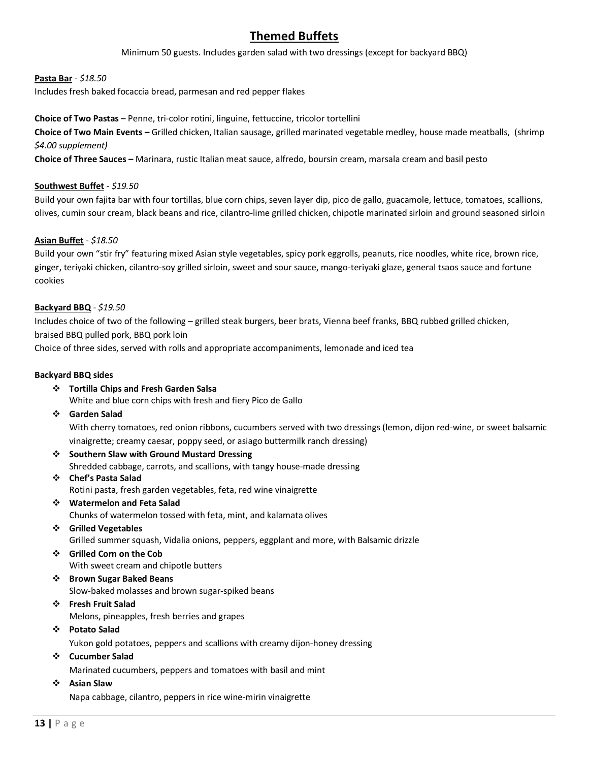# Themed Buffets

Minimum 50 guests. Includes garden salad with two dressings (except for backyard BBQ)

**Pasta Bar** - *$18.50*
Includes fresh baked focaccia bread, parmesan and red pepper flakes

**Choice of Two Pastas** – Penne, tri-color rotini, linguine, fettuccine, tricolor tortellini
**Choice of Two Main Events –** Grilled chicken, Italian sausage, grilled marinated vegetable medley, house made meatballs, (shrimp *$4.00 supplement)*
**Choice of Three Sauces –** Marinara, rustic Italian meat sauce, alfredo, boursin cream, marsala cream and basil pesto

**Southwest Buffet** - *$19.50*
Build your own fajita bar with four tortillas, blue corn chips, seven layer dip, pico de gallo, guacamole, lettuce, tomatoes, scallions, olives, cumin sour cream, black beans and rice, cilantro-lime grilled chicken, chipotle marinated sirloin and ground seasoned sirloin

**Asian Buffet** - *$18.50*
Build your own "stir fry" featuring mixed Asian style vegetables, spicy pork eggrolls, peanuts, rice noodles, white rice, brown rice, ginger, teriyaki chicken, cilantro-soy grilled sirloin, sweet and sour sauce, mango-teriyaki glaze, general tsaos sauce and fortune cookies

**Backyard BBQ** - *$19.50*
Includes choice of two of the following – grilled steak burgers, beer brats, Vienna beef franks, BBQ rubbed grilled chicken, braised BBQ pulled pork, BBQ pork loin
Choice of three sides, served with rolls and appropriate accompaniments, lemonade and iced tea

**Backyard BBQ sides**

- **Tortilla Chips and Fresh Garden Salsa**
  White and blue corn chips with fresh and fiery Pico de Gallo
- **Garden Salad**
  With cherry tomatoes, red onion ribbons, cucumbers served with two dressings (lemon, dijon red-wine, or sweet balsamic vinaigrette; creamy caesar, poppy seed, or asiago buttermilk ranch dressing)
- **Southern Slaw with Ground Mustard Dressing**
  Shredded cabbage, carrots, and scallions, with tangy house-made dressing
- **Chef's Pasta Salad**
  Rotini pasta, fresh garden vegetables, feta, red wine vinaigrette
- **Watermelon and Feta Salad**
  Chunks of watermelon tossed with feta, mint, and kalamata olives
- **Grilled Vegetables**
  Grilled summer squash, Vidalia onions, peppers, eggplant and more, with Balsamic drizzle
- **Grilled Corn on the Cob**
  With sweet cream and chipotle butters
- **Brown Sugar Baked Beans**
  Slow-baked molasses and brown sugar-spiked beans
- **Fresh Fruit Salad**
  Melons, pineapples, fresh berries and grapes
- **Potato Salad**
  Yukon gold potatoes, peppers and scallions with creamy dijon-honey dressing
- **Cucumber Salad**
  Marinated cucumbers, peppers and tomatoes with basil and mint
- **Asian Slaw**
  Napa cabbage, cilantro, peppers in rice wine-mirin vinaigrette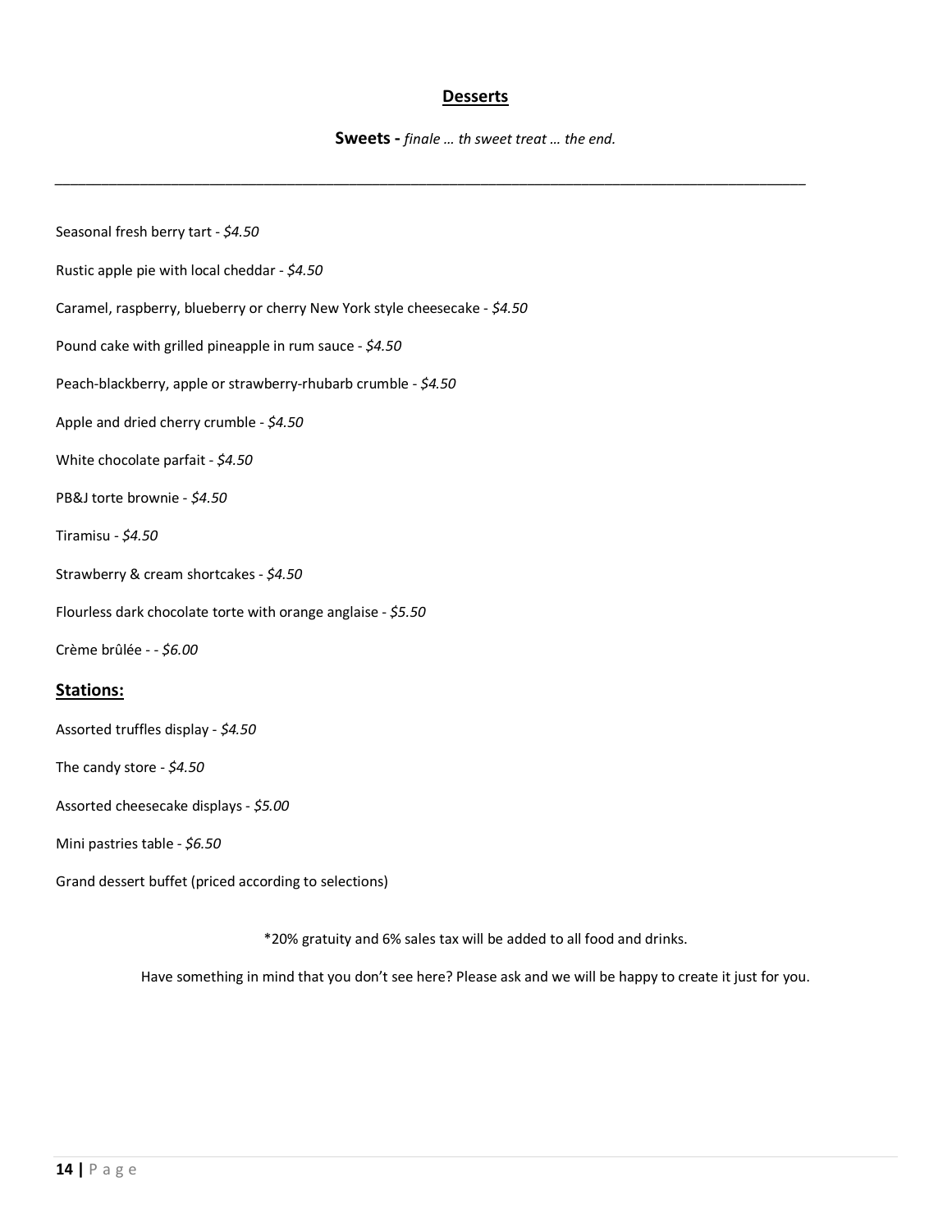## Desserts

**Sweets -** *finale … th sweet treat … the end.*

---

Seasonal fresh berry tart - *$4.50*

Rustic apple pie with local cheddar - *$4.50*

Caramel, raspberry, blueberry or cherry New York style cheesecake - *$4.50*

Pound cake with grilled pineapple in rum sauce - *$4.50*

Peach-blackberry, apple or strawberry-rhubarb crumble - *$4.50*

Apple and dried cherry crumble - *$4.50*

White chocolate parfait - *$4.50*

PB&J torte brownie - *$4.50*

Tiramisu - *$4.50*

Strawberry & cream shortcakes - *$4.50*

Flourless dark chocolate torte with orange anglaise - *$5.50*

Crème brûlée - - *$6.00*

### Stations:

Assorted truffles display - *$4.50*

The candy store - *$4.50*

Assorted cheesecake displays - *$5.00*

Mini pastries table - *$6.50*

Grand dessert buffet (priced according to selections)

*20% gratuity and 6% sales tax will be added to all food and drinks.

Have something in mind that you don't see here? Please ask and we will be happy to create it just for you.